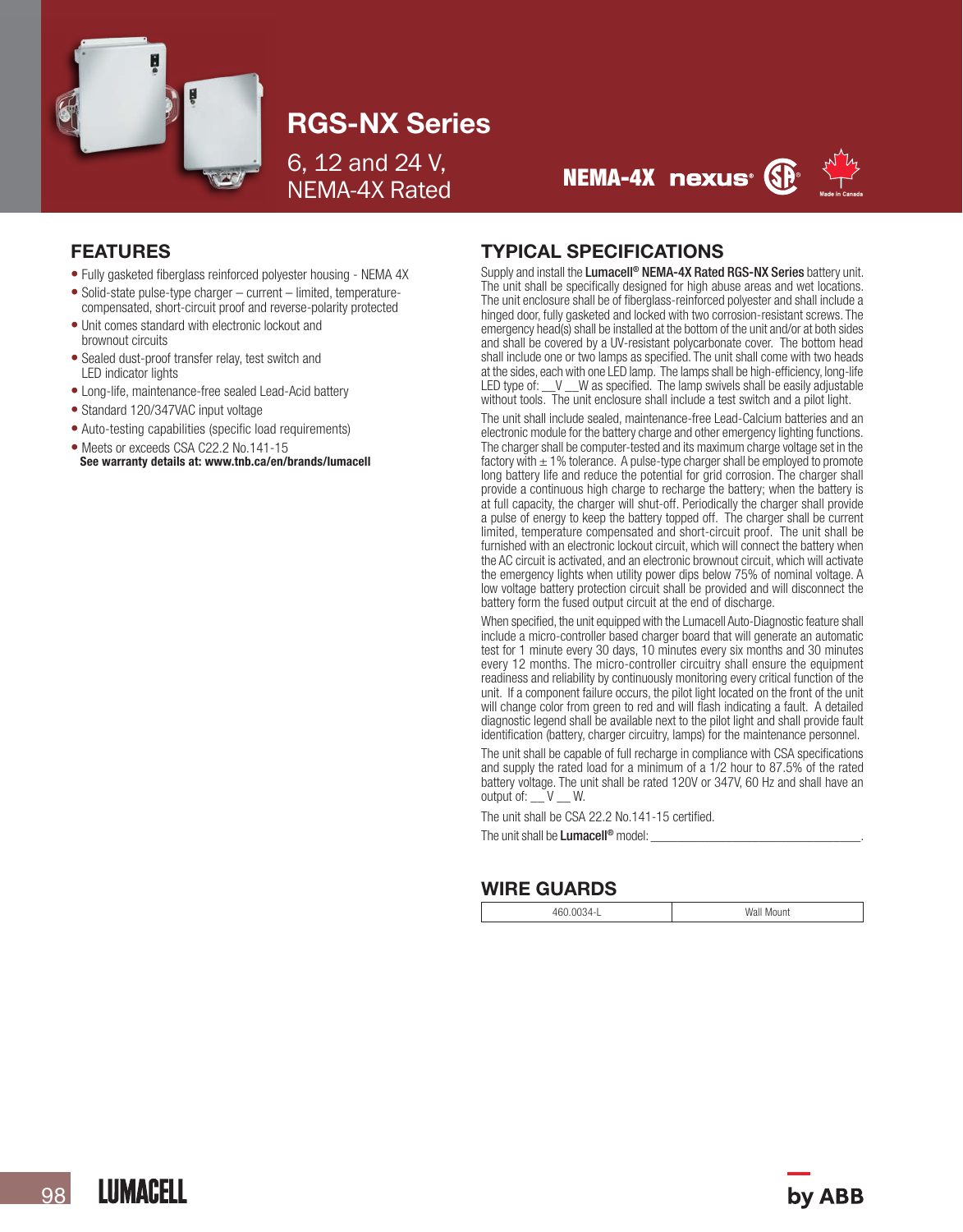# RGS-NX Series

6, 12 and 24 V, NEMA-4X Rated

NEMA-4X nexus

Made in Canada

## FEATURES

- Fully gasketed fiberglass reinforced polyester housing - NEMA 4X
- Solid-state pulse-type charger – current – limited, temperature-compensated, short-circuit proof and reverse-polarity protected
- Unit comes standard with electronic lockout and brownout circuits
- Sealed dust-proof transfer relay, test switch and LED indicator lights
- Long-life, maintenance-free sealed Lead-Acid battery
- Standard 120/347VAC input voltage
- Auto-testing capabilities (specific load requirements)
- Meets or exceeds CSA C22.2 No.141-15

**See warranty details at: www.tnb.ca/en/brands/lumacell**

## TYPICAL SPECIFICATIONS

Supply and install the **Lumacell® NEMA-4X Rated RGS-NX Series** battery unit. The unit shall be specifically designed for high abuse areas and wet locations. The unit enclosure shall be of fiberglass-reinforced polyester and shall include a hinged door, fully gasketed and locked with two corrosion-resistant screws. The emergency head(s) shall be installed at the bottom of the unit and/or at both sides and shall be covered by a UV-resistant polycarbonate cover. The bottom head shall include one or two lamps as specified. The unit shall come with two heads at the sides, each with one LED lamp. The lamps shall be high-efficiency, long-life LED type of: __V __W as specified. The lamp swivels shall be easily adjustable without tools. The unit enclosure shall include a test switch and a pilot light.

The unit shall include sealed, maintenance-free Lead-Calcium batteries and an electronic module for the battery charge and other emergency lighting functions. The charger shall be computer-tested and its maximum charge voltage set in the factory with ± 1% tolerance. A pulse-type charger shall be employed to promote long battery life and reduce the potential for grid corrosion. The charger shall provide a continuous high charge to recharge the battery; when the battery is at full capacity, the charger will shut-off. Periodically the charger shall provide a pulse of energy to keep the battery topped off. The charger shall be current limited, temperature compensated and short-circuit proof. The unit shall be furnished with an electronic lockout circuit, which will connect the battery when the AC circuit is activated, and an electronic brownout circuit, which will activate the emergency lights when utility power dips below 75% of nominal voltage. A low voltage battery protection circuit shall be provided and will disconnect the battery form the fused output circuit at the end of discharge.

When specified, the unit equipped with the Lumacell Auto-Diagnostic feature shall include a micro-controller based charger board that will generate an automatic test for 1 minute every 30 days, 10 minutes every six months and 30 minutes every 12 months. The micro-controller circuitry shall ensure the equipment readiness and reliability by continuously monitoring every critical function of the unit. If a component failure occurs, the pilot light located on the front of the unit will change color from green to red and will flash indicating a fault. A detailed diagnostic legend shall be available next to the pilot light and shall provide fault identification (battery, charger circuitry, lamps) for the maintenance personnel.

The unit shall be capable of full recharge in compliance with CSA specifications and supply the rated load for a minimum of a 1/2 hour to 87.5% of the rated battery voltage. The unit shall be rated 120V or 347V, 60 Hz and shall have an output of: __ V __ W.

The unit shall be CSA 22.2 No.141-15 certified.

The unit shall be **Lumacell®** model: ________________________________.

## WIRE GUARDS

| 460.0034-L | Wall Mount |
|---|---|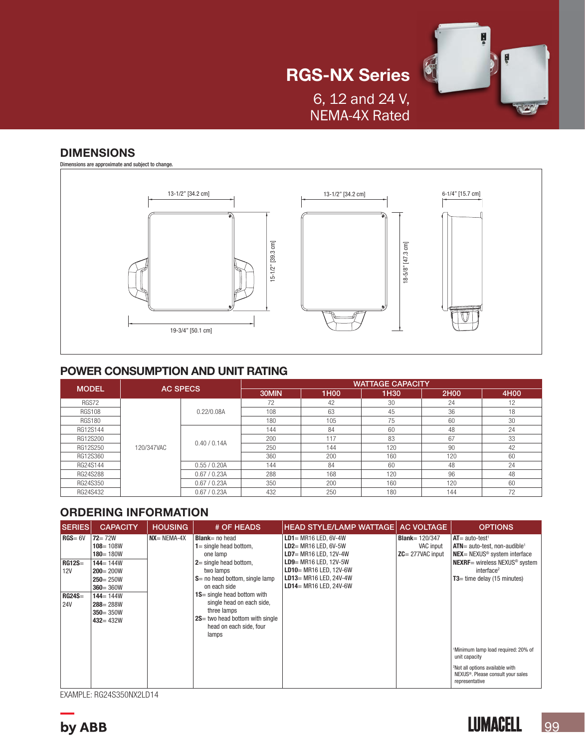# RGS-NX Series

6, 12 and 24 V,
NEMA-4X Rated

## DIMENSIONS

Dimensions are approximate and subject to change.

13-1/2" [34.2 cm]

15-1/2" [39.3 cm]

19-3/4" [50.1 cm]

13-1/2" [34.2 cm]

18-5/8" [47.3 cm]

6-1/4" [15.7 cm]

## POWER CONSUMPTION AND UNIT RATING

| MODEL | AC SPECS | | WATTAGE CAPACITY | | | | |
|---|---|---|---|---|---|---|---|
| | | | 30MIN | 1H00 | 1H30 | 2H00 | 4H00 |
| RGS72 | 120/347VAC | 0.22/0.08A | 72 | 42 | 30 | 24 | 12 |
| RGS108 | | | 108 | 63 | 45 | 36 | 18 |
| RGS180 | | | 180 | 105 | 75 | 60 | 30 |
| RG12S144 | | 0.40 / 0.14A | 144 | 84 | 60 | 48 | 24 |
| RG12S200 | | | 200 | 117 | 83 | 67 | 33 |
| RG12S250 | | | 250 | 144 | 120 | 90 | 42 |
| RG12S360 | | | 360 | 200 | 160 | 120 | 60 |
| RG24S144 | | 0.55 / 0.20A | 144 | 84 | 60 | 48 | 24 |
| RG24S288 | | 0.67 / 0.23A | 288 | 168 | 120 | 96 | 48 |
| RG24S350 | | 0.67 / 0.23A | 350 | 200 | 160 | 120 | 60 |
| RG24S432 | | 0.67 / 0.23A | 432 | 250 | 180 | 144 | 72 |

## ORDERING INFORMATION

| SERIES | CAPACITY | HOUSING | # OF HEADS | HEAD STYLE/LAMP WATTAGE | AC VOLTAGE | OPTIONS |
|---|---|---|---|---|---|---|
| **RGS**= 6V | **72**= 72W<br>**108**= 108W<br>**180**= 180W | **NX**= NEMA-4X | **Blank**= no head<br>**1**= single head bottom, one lamp<br>**2**= single head bottom, two lamps<br>**S**= no head bottom, single lamp on each side<br>**1S**= single head bottom with single head on each side, three lamps<br>**2S**= two head bottom with single head on each side, four lamps | **LD1**= MR16 LED, 6V-4W<br>**LD2**= MR16 LED, 6V-5W<br>**LD7**= MR16 LED, 12V-4W<br>**LD9**= MR16 LED, 12V-5W<br>**LD10**= MR16 LED, 12V-6W<br>**LD13**= MR16 LED, 24V-4W<br>**LD14**= MR16 LED, 24V-6W | **Blank**= 120/347 VAC input<br>**ZC**= 277VAC input | **AT**= auto-test[1]<br>**ATN**= auto-test, non-audible[1]<br>**NEX**= NEXUS® system interface<br>**NEXRF**= wireless NEXUS® system interface[2]<br>**T3**= time delay (15 minutes) |
| **RG12S**= 12V | **144**= 144W<br>**200**= 200W<br>**250**= 250W<br>**360**= 360W | | | | | |
| **RG24S**= 24V | **144**= 144W<br>**288**= 288W<br>**350**= 350W<br>**432**= 432W | | | | | |

[1]Minimum lamp load required: 20% of unit capacity

[2]Not all options available with NEXUS®. Please consult your sales representative

EXAMPLE: RG24S350NX2LD14

by ABB

LUMACELL